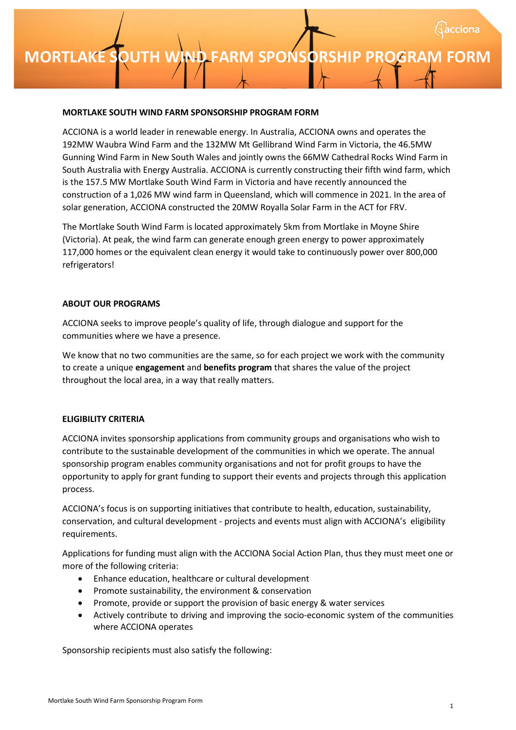# MORTLAKE SOUTH WIND FARM SPONSORSHIP PROGRAM FORM

**MORTLAKE SOUTH WIND FARM SPONSORSHIP PROGRAM FORM**

ACCIONA is a world leader in renewable energy. In Australia, ACCIONA owns and operates the 192MW Waubra Wind Farm and the 132MW Mt Gellibrand Wind Farm in Victoria, the 46.5MW Gunning Wind Farm in New South Wales and jointly owns the 66MW Cathedral Rocks Wind Farm in South Australia with Energy Australia. ACCIONA is currently constructing their fifth wind farm, which is the 157.5 MW Mortlake South Wind Farm in Victoria and have recently announced the construction of a 1,026 MW wind farm in Queensland, which will commence in 2021. In the area of solar generation, ACCIONA constructed the 20MW Royalla Solar Farm in the ACT for FRV.

The Mortlake South Wind Farm is located approximately 5km from Mortlake in Moyne Shire (Victoria). At peak, the wind farm can generate enough green energy to power approximately 117,000 homes or the equivalent clean energy it would take to continuously power over 800,000 refrigerators!

**ABOUT OUR PROGRAMS**

ACCIONA seeks to improve people's quality of life, through dialogue and support for the communities where we have a presence.

We know that no two communities are the same, so for each project we work with the community to create a unique **engagement** and **benefits program** that shares the value of the project throughout the local area, in a way that really matters.

**ELIGIBILITY CRITERIA**

ACCIONA invites sponsorship applications from community groups and organisations who wish to contribute to the sustainable development of the communities in which we operate. The annual sponsorship program enables community organisations and not for profit groups to have the opportunity to apply for grant funding to support their events and projects through this application process.

ACCIONA's focus is on supporting initiatives that contribute to health, education, sustainability, conservation, and cultural development - projects and events must align with ACCIONA's eligibility requirements.

Applications for funding must align with the ACCIONA Social Action Plan, thus they must meet one or more of the following criteria:

- Enhance education, healthcare or cultural development
- Promote sustainability, the environment & conservation
- Promote, provide or support the provision of basic energy & water services
- Actively contribute to driving and improving the socio-economic system of the communities where ACCIONA operates

Sponsorship recipients must also satisfy the following: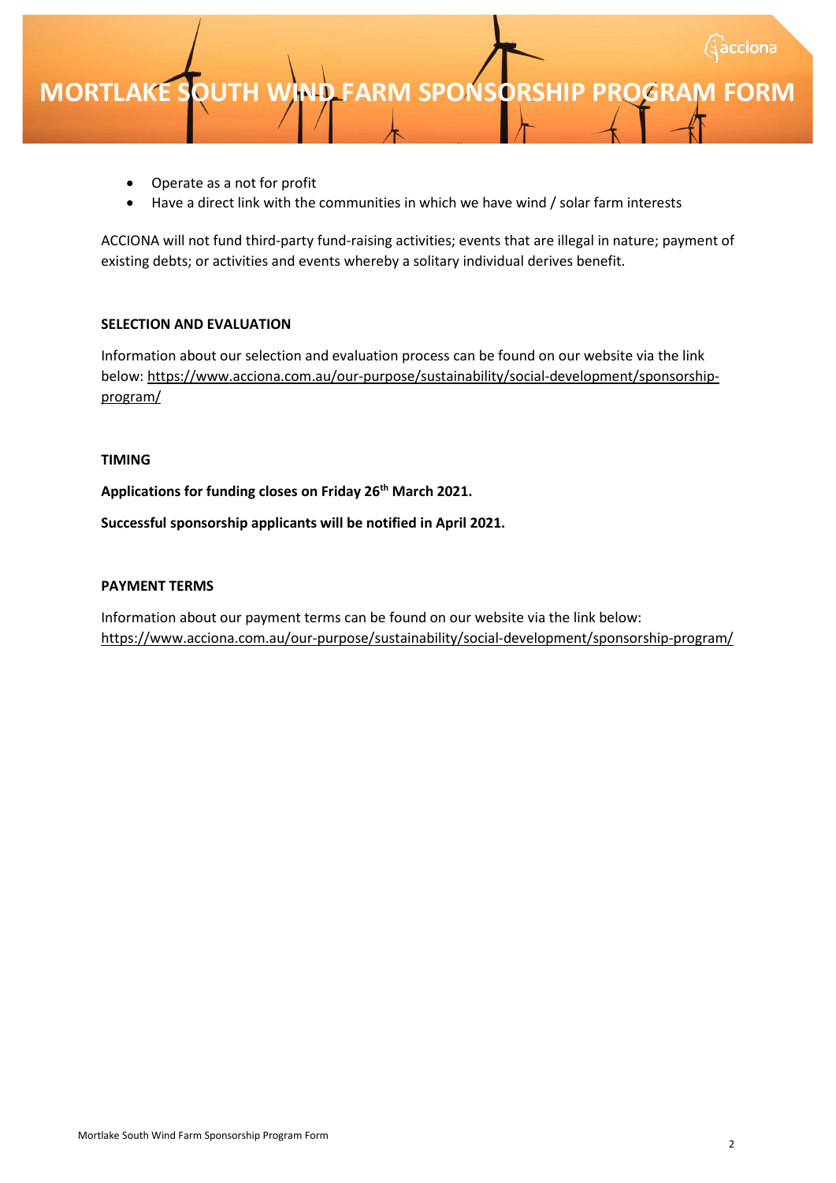- Operate as a not for profit
- Have a direct link with the communities in which we have wind / solar farm interests

ACCIONA will not fund third-party fund-raising activities; events that are illegal in nature; payment of existing debts; or activities and events whereby a solitary individual derives benefit.

**SELECTION AND EVALUATION**

Information about our selection and evaluation process can be found on our website via the link below: https://www.acciona.com.au/our-purpose/sustainability/social-development/sponsorship-program/

**TIMING**

**Applications for funding closes on Friday 26th March 2021.**

**Successful sponsorship applicants will be notified in April 2021.**

**PAYMENT TERMS**

Information about our payment terms can be found on our website via the link below: https://www.acciona.com.au/our-purpose/sustainability/social-development/sponsorship-program/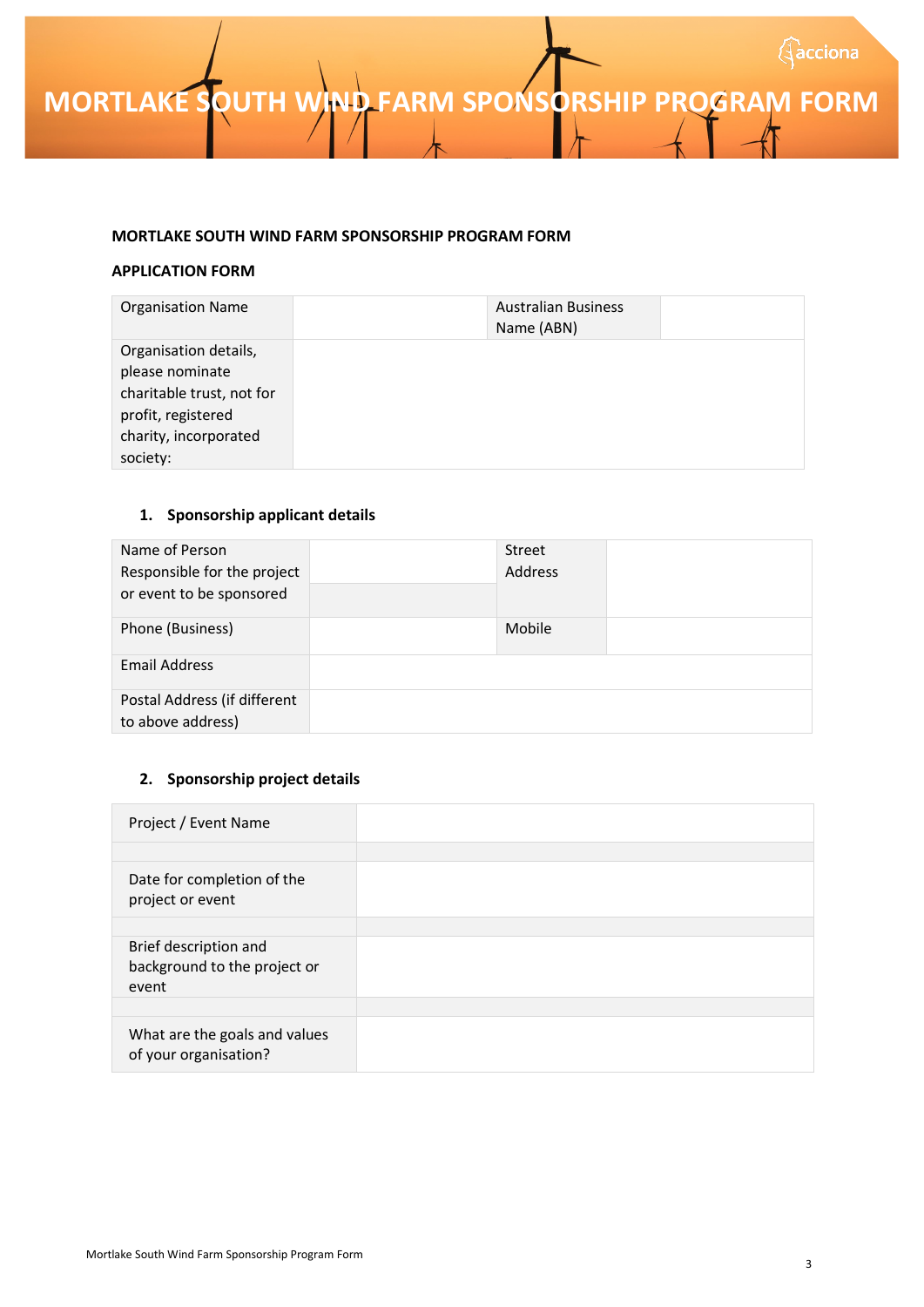# MORTLAKE SOUTH WIND FARM SPONSORSHIP PROGRAM FORM

**MORTLAKE SOUTH WIND FARM SPONSORSHIP PROGRAM FORM**

**APPLICATION FORM**

| Organisation Name | | Australian Business Name (ABN) | |
|---|---|---|---|
| Organisation details, please nominate charitable trust, not for profit, registered charity, incorporated society: | | | |

## 1. Sponsorship applicant details

| Name of Person Responsible for the project or event to be sponsored | | Street Address | |
|---|---|---|---|
| Phone (Business) | | Mobile | |
| Email Address | | | |
| Postal Address (if different to above address) | | | |

## 2. Sponsorship project details

| Project / Event Name | |
|---|---|
| | |
| Date for completion of the project or event | |
| | |
| Brief description and background to the project or event | |
| | |
| What are the goals and values of your organisation? | |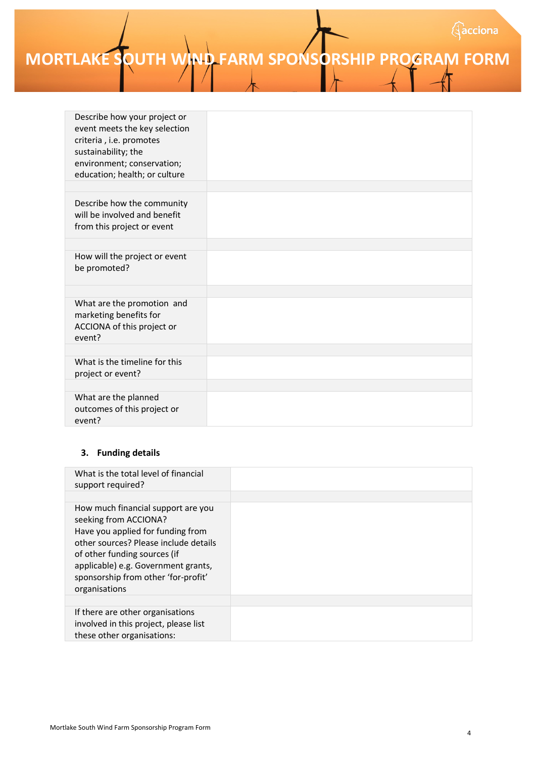# MORTLAKE SOUTH WIND FARM SPONSORSHIP PROGRAM FORM

| | |
|---|---|
| Describe how your project or event meets the key selection criteria , i.e. promotes sustainability; the environment; conservation; education; health; or culture | |
| | |
| Describe how the community will be involved and benefit from this project or event | |
| | |
| How will the project or event be promoted? | |
| | |
| What are the promotion and marketing benefits for ACCIONA of this project or event? | |
| | |
| What is the timeline for this project or event? | |
| | |
| What are the planned outcomes of this project or event? | |

### 3. Funding details

| | |
|---|---|
| What is the total level of financial support required? | |
| | |
| How much financial support are you seeking from ACCIONA? Have you applied for funding from other sources? Please include details of other funding sources (if applicable) e.g. Government grants, sponsorship from other 'for-profit' organisations | |
| | |
| If there are other organisations involved in this project, please list these other organisations: | |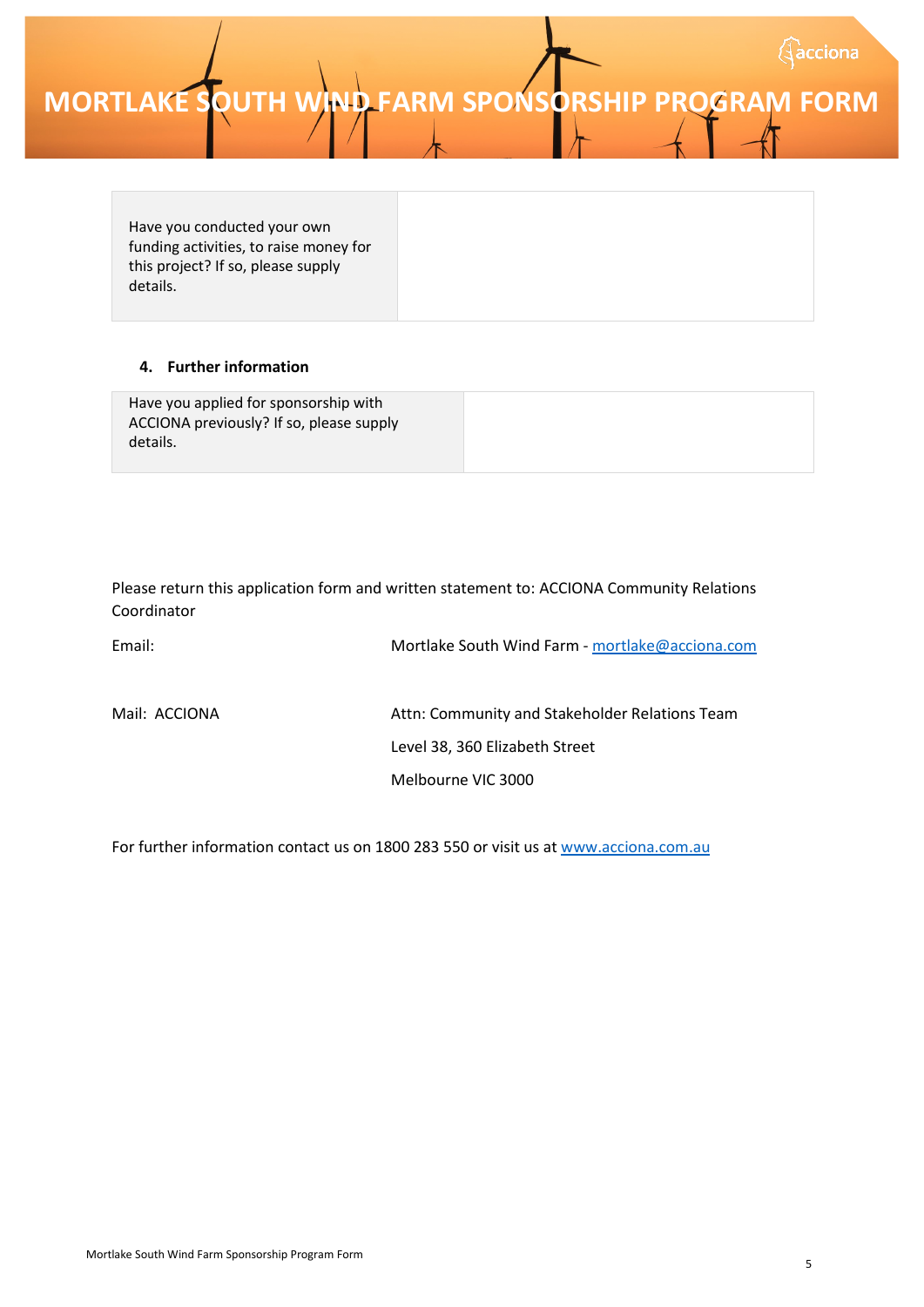| Have you conducted your own funding activities, to raise money for this project? If so, please supply details. | |
|---|---|

**4. Further information**

| Have you applied for sponsorship with ACCIONA previously? If so, please supply details. | |
|---|---|

Please return this application form and written statement to: ACCIONA Community Relations Coordinator

Email: Mortlake South Wind Farm - mortlake@acciona.com

Mail: ACCIONA
Attn: Community and Stakeholder Relations Team
Level 38, 360 Elizabeth Street
Melbourne VIC 3000

For further information contact us on 1800 283 550 or visit us at www.acciona.com.au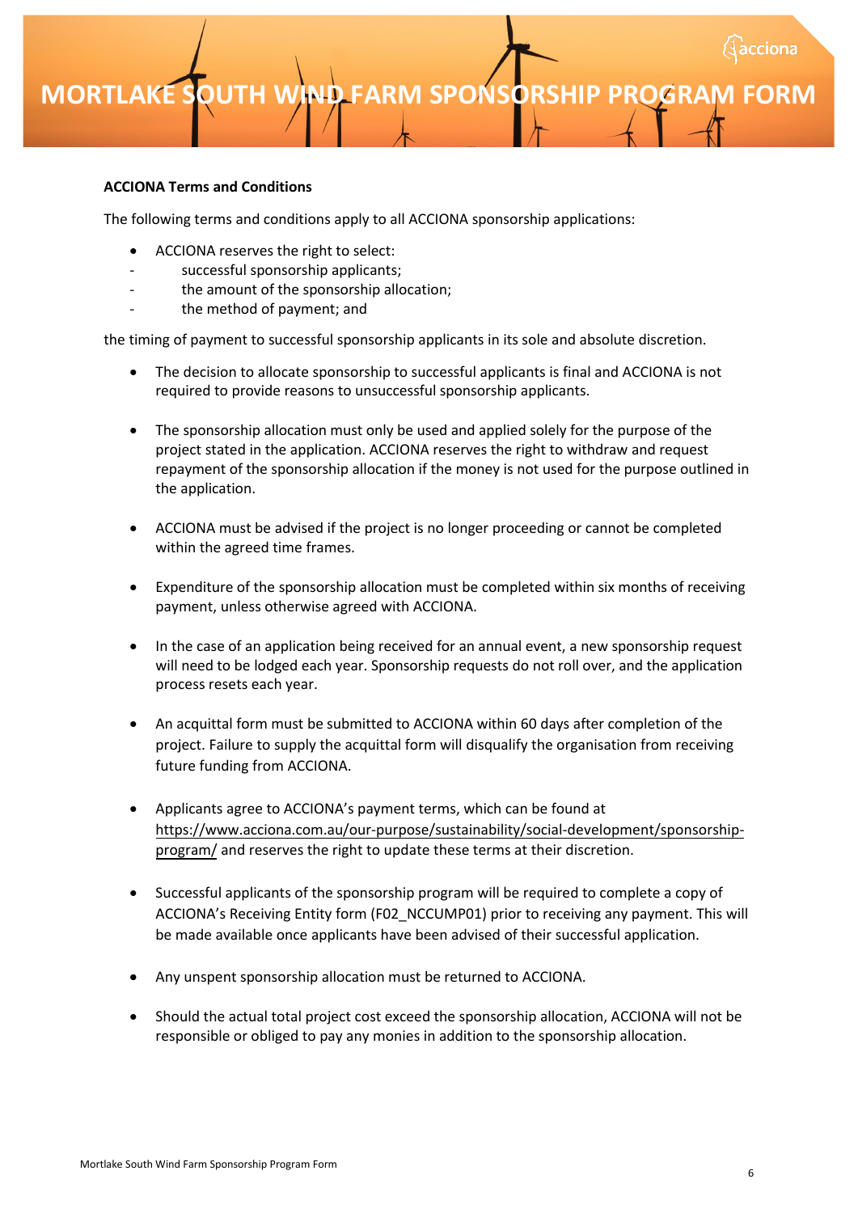# MORTLAKE SOUTH WIND FARM SPONSORSHIP PROGRAM FORM

**ACCIONA Terms and Conditions**

The following terms and conditions apply to all ACCIONA sponsorship applications:

- ACCIONA reserves the right to select:
  - successful sponsorship applicants;
  - the amount of the sponsorship allocation;
  - the method of payment; and

the timing of payment to successful sponsorship applicants in its sole and absolute discretion.

- The decision to allocate sponsorship to successful applicants is final and ACCIONA is not required to provide reasons to unsuccessful sponsorship applicants.

- The sponsorship allocation must only be used and applied solely for the purpose of the project stated in the application. ACCIONA reserves the right to withdraw and request repayment of the sponsorship allocation if the money is not used for the purpose outlined in the application.

- ACCIONA must be advised if the project is no longer proceeding or cannot be completed within the agreed time frames.

- Expenditure of the sponsorship allocation must be completed within six months of receiving payment, unless otherwise agreed with ACCIONA.

- In the case of an application being received for an annual event, a new sponsorship request will need to be lodged each year. Sponsorship requests do not roll over, and the application process resets each year.

- An acquittal form must be submitted to ACCIONA within 60 days after completion of the project. Failure to supply the acquittal form will disqualify the organisation from receiving future funding from ACCIONA.

- Applicants agree to ACCIONA's payment terms, which can be found at https://www.acciona.com.au/our-purpose/sustainability/social-development/sponsorship-program/ and reserves the right to update these terms at their discretion.

- Successful applicants of the sponsorship program will be required to complete a copy of ACCIONA's Receiving Entity form (F02_NCCUMP01) prior to receiving any payment. This will be made available once applicants have been advised of their successful application.

- Any unspent sponsorship allocation must be returned to ACCIONA.

- Should the actual total project cost exceed the sponsorship allocation, ACCIONA will not be responsible or obliged to pay any monies in addition to the sponsorship allocation.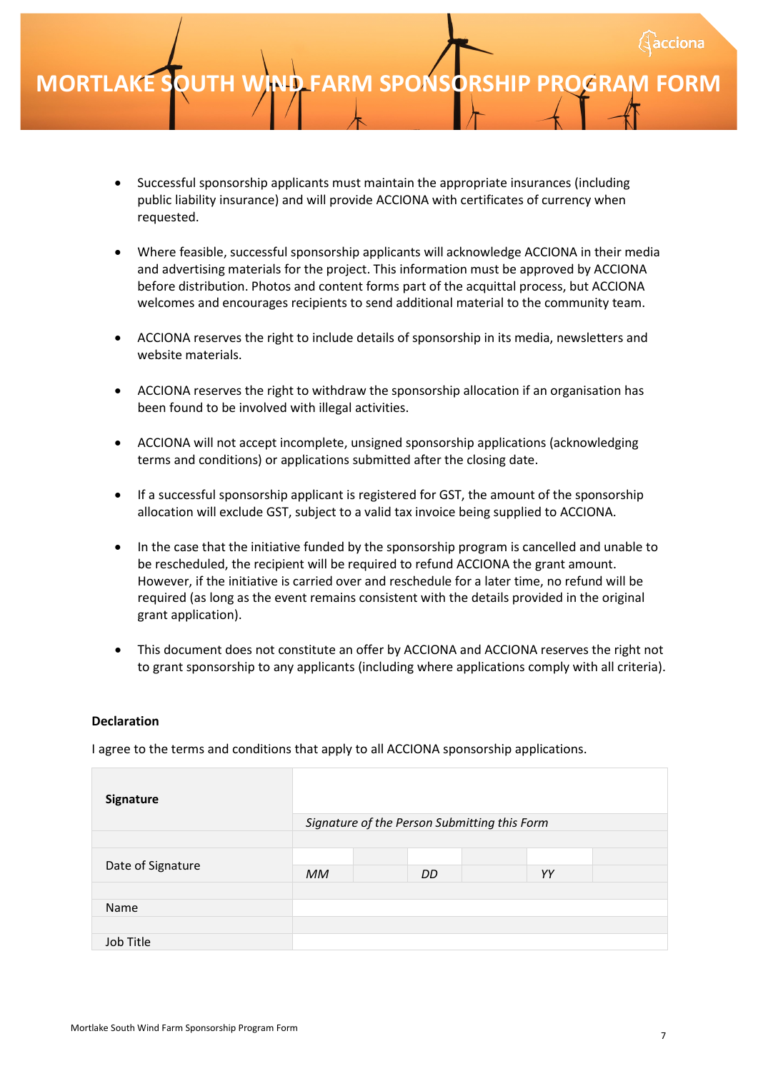# MORTLAKE SOUTH WIND FARM SPONSORSHIP PROGRAM FORM

- Successful sponsorship applicants must maintain the appropriate insurances (including public liability insurance) and will provide ACCIONA with certificates of currency when requested.
- Where feasible, successful sponsorship applicants will acknowledge ACCIONA in their media and advertising materials for the project. This information must be approved by ACCIONA before distribution. Photos and content forms part of the acquittal process, but ACCIONA welcomes and encourages recipients to send additional material to the community team.
- ACCIONA reserves the right to include details of sponsorship in its media, newsletters and website materials.
- ACCIONA reserves the right to withdraw the sponsorship allocation if an organisation has been found to be involved with illegal activities.
- ACCIONA will not accept incomplete, unsigned sponsorship applications (acknowledging terms and conditions) or applications submitted after the closing date.
- If a successful sponsorship applicant is registered for GST, the amount of the sponsorship allocation will exclude GST, subject to a valid tax invoice being supplied to ACCIONA.
- In the case that the initiative funded by the sponsorship program is cancelled and unable to be rescheduled, the recipient will be required to refund ACCIONA the grant amount. However, if the initiative is carried over and reschedule for a later time, no refund will be required (as long as the event remains consistent with the details provided in the original grant application).
- This document does not constitute an offer by ACCIONA and ACCIONA reserves the right not to grant sponsorship to any applicants (including where applications comply with all criteria).

**Declaration**

I agree to the terms and conditions that apply to all ACCIONA sponsorship applications.

| | | | | | | |
|---|---|---|---|---|---|---|
| **Signature** | *Signature of the Person Submitting this Form* | | | | | |
| Date of Signature | *MM* | | *DD* | | *YY* | |
| Name | | | | | | |
| Job Title | | | | | | |